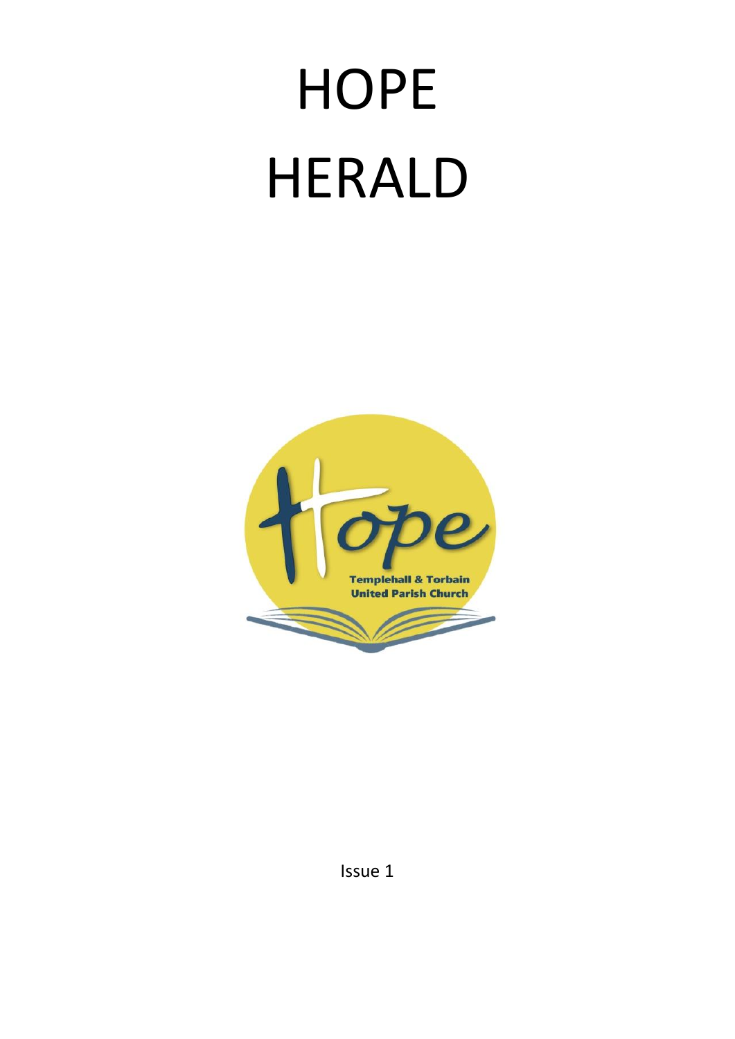# HOPE HERALD

Hope

Templehall & Torbain United Parish Church

Issue 1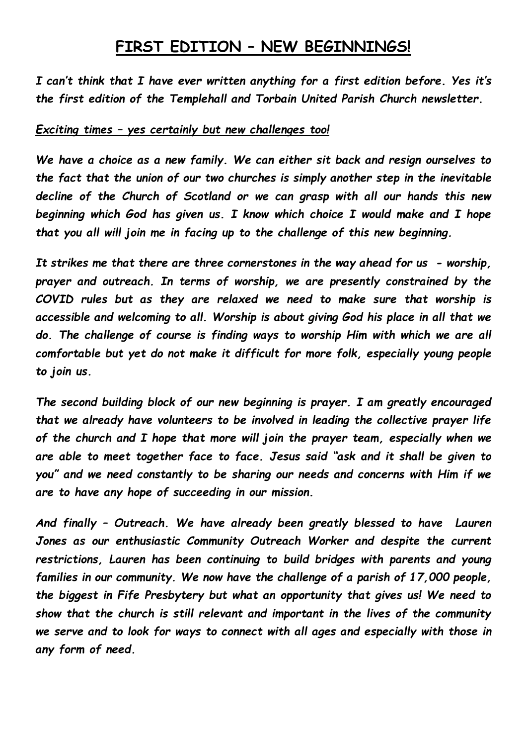# FIRST EDITION – NEW BEGINNINGS!

***I can't think that I have ever written anything for a first edition before. Yes it's the first edition of the Templehall and Torbain United Parish Church newsletter.***

***<u>Exciting times – yes certainly but new challenges too!</u>***

***We have a choice as a new family. We can either sit back and resign ourselves to the fact that the union of our two churches is simply another step in the inevitable decline of the Church of Scotland or we can grasp with all our hands this new beginning which God has given us. I know which choice I would make and I hope that you all will join me in facing up to the challenge of this new beginning.***

***It strikes me that there are three cornerstones in the way ahead for us - worship, prayer and outreach. In terms of worship, we are presently constrained by the COVID rules but as they are relaxed we need to make sure that worship is accessible and welcoming to all. Worship is about giving God his place in all that we do. The challenge of course is finding ways to worship Him with which we are all comfortable but yet do not make it difficult for more folk, especially young people to join us.***

***The second building block of our new beginning is prayer. I am greatly encouraged that we already have volunteers to be involved in leading the collective prayer life of the church and I hope that more will join the prayer team, especially when we are able to meet together face to face. Jesus said "ask and it shall be given to you" and we need constantly to be sharing our needs and concerns with Him if we are to have any hope of succeeding in our mission.***

***And finally – Outreach. We have already been greatly blessed to have Lauren Jones as our enthusiastic Community Outreach Worker and despite the current restrictions, Lauren has been continuing to build bridges with parents and young families in our community. We now have the challenge of a parish of 17,000 people, the biggest in Fife Presbytery but what an opportunity that gives us! We need to show that the church is still relevant and important in the lives of the community we serve and to look for ways to connect with all ages and especially with those in any form of need.***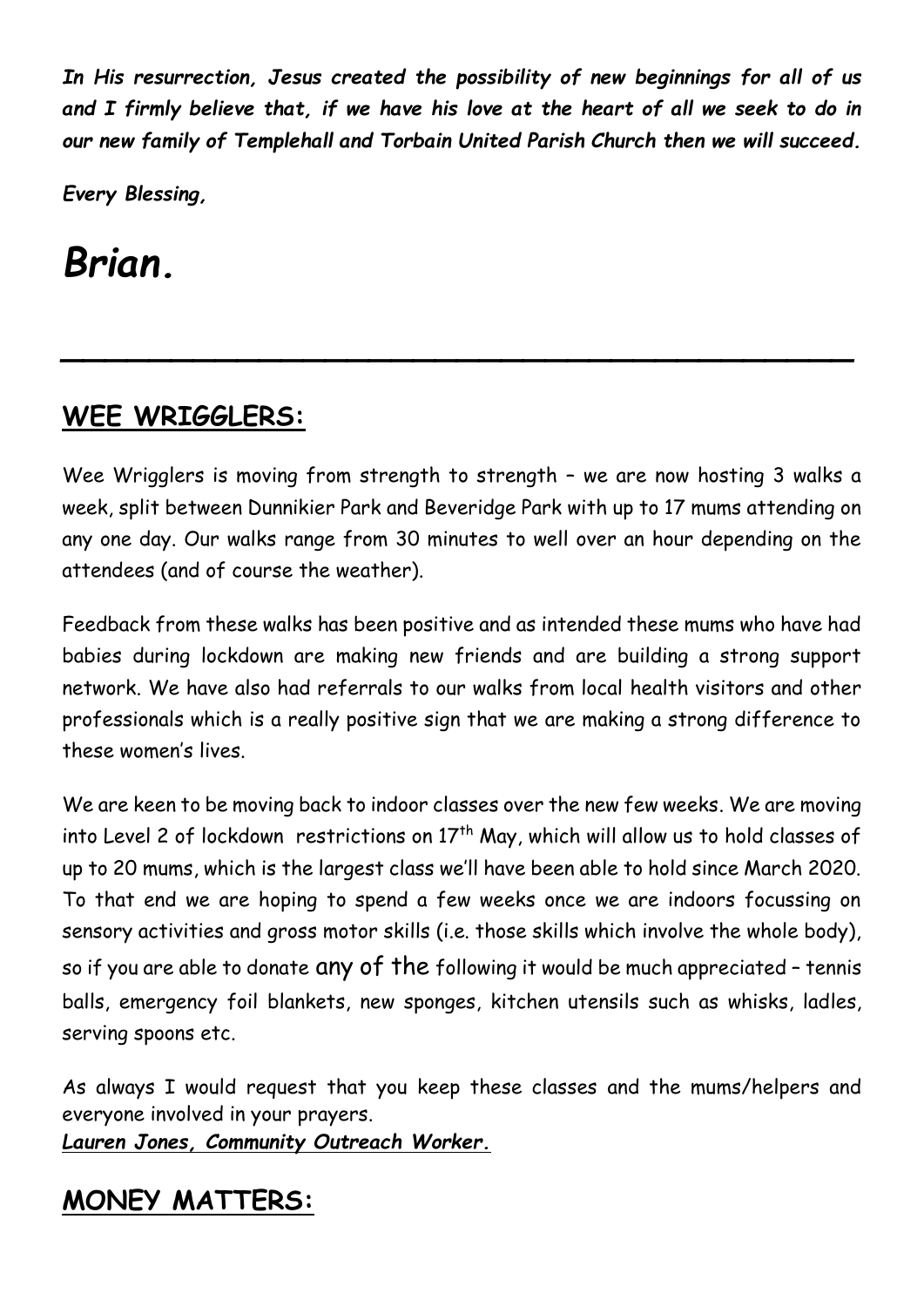*In His resurrection, Jesus created the possibility of new beginnings for all of us and I firmly believe that, if we have his love at the heart of all we seek to do in our new family of Templehall and Torbain United Parish Church then we will succeed.*

*Every Blessing,*

# *Brian.*

---

## WEE WRIGGLERS:

Wee Wrigglers is moving from strength to strength – we are now hosting 3 walks a week, split between Dunnikier Park and Beveridge Park with up to 17 mums attending on any one day. Our walks range from 30 minutes to well over an hour depending on the attendees (and of course the weather).

Feedback from these walks has been positive and as intended these mums who have had babies during lockdown are making new friends and are building a strong support network. We have also had referrals to our walks from local health visitors and other professionals which is a really positive sign that we are making a strong difference to these women's lives.

We are keen to be moving back to indoor classes over the new few weeks. We are moving into Level 2 of lockdown restrictions on 17th May, which will allow us to hold classes of up to 20 mums, which is the largest class we'll have been able to hold since March 2020. To that end we are hoping to spend a few weeks once we are indoors focussing on sensory activities and gross motor skills (i.e. those skills which involve the whole body), so if you are able to donate any of the following it would be much appreciated – tennis balls, emergency foil blankets, new sponges, kitchen utensils such as whisks, ladles, serving spoons etc.

As always I would request that you keep these classes and the mums/helpers and everyone involved in your prayers.
***Lauren Jones, Community Outreach Worker.***

## MONEY MATTERS: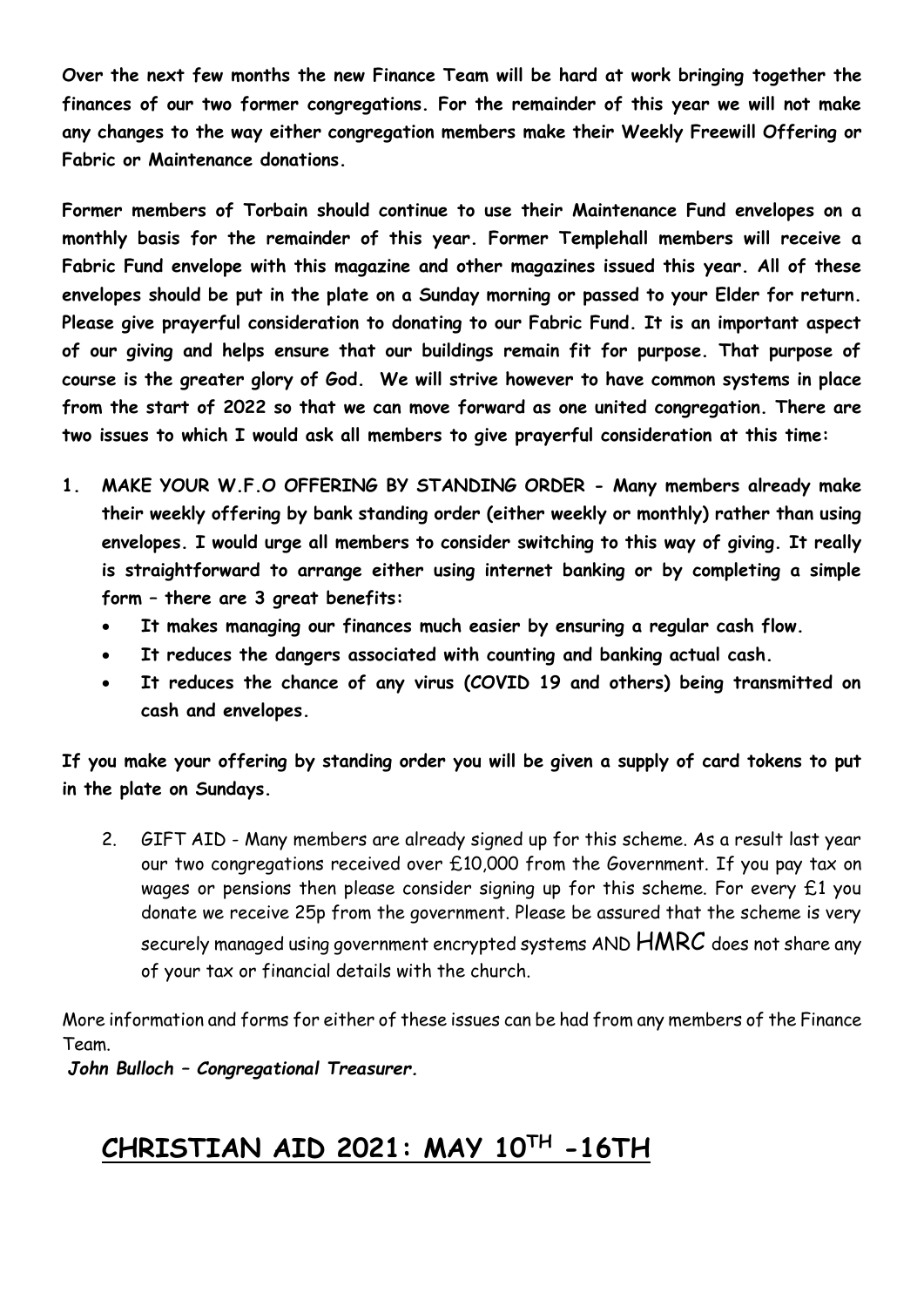**Over the next few months the new Finance Team will be hard at work bringing together the finances of our two former congregations. For the remainder of this year we will not make any changes to the way either congregation members make their Weekly Freewill Offering or Fabric or Maintenance donations.**

**Former members of Torbain should continue to use their Maintenance Fund envelopes on a monthly basis for the remainder of this year. Former Templehall members will receive a Fabric Fund envelope with this magazine and other magazines issued this year. All of these envelopes should be put in the plate on a Sunday morning or passed to your Elder for return. Please give prayerful consideration to donating to our Fabric Fund. It is an important aspect of our giving and helps ensure that our buildings remain fit for purpose. That purpose of course is the greater glory of God. We will strive however to have common systems in place from the start of 2022 so that we can move forward as one united congregation. There are two issues to which I would ask all members to give prayerful consideration at this time:**

1. **MAKE YOUR W.F.O OFFERING BY STANDING ORDER - Many members already make their weekly offering by bank standing order (either weekly or monthly) rather than using envelopes. I would urge all members to consider switching to this way of giving. It really is straightforward to arrange either using internet banking or by completing a simple form – there are 3 great benefits:**
   - **It makes managing our finances much easier by ensuring a regular cash flow.**
   - **It reduces the dangers associated with counting and banking actual cash.**
   - **It reduces the chance of any virus (COVID 19 and others) being transmitted on cash and envelopes.**

**If you make your offering by standing order you will be given a supply of card tokens to put in the plate on Sundays.**

2. GIFT AID - Many members are already signed up for this scheme. As a result last year our two congregations received over £10,000 from the Government. If you pay tax on wages or pensions then please consider signing up for this scheme. For every £1 you donate we receive 25p from the government. Please be assured that the scheme is very securely managed using government encrypted systems AND HMRC does not share any of your tax or financial details with the church.

More information and forms for either of these issues can be had from any members of the Finance Team.

***John Bulloch – Congregational Treasurer.***

# CHRISTIAN AID 2021: MAY 10TH -16TH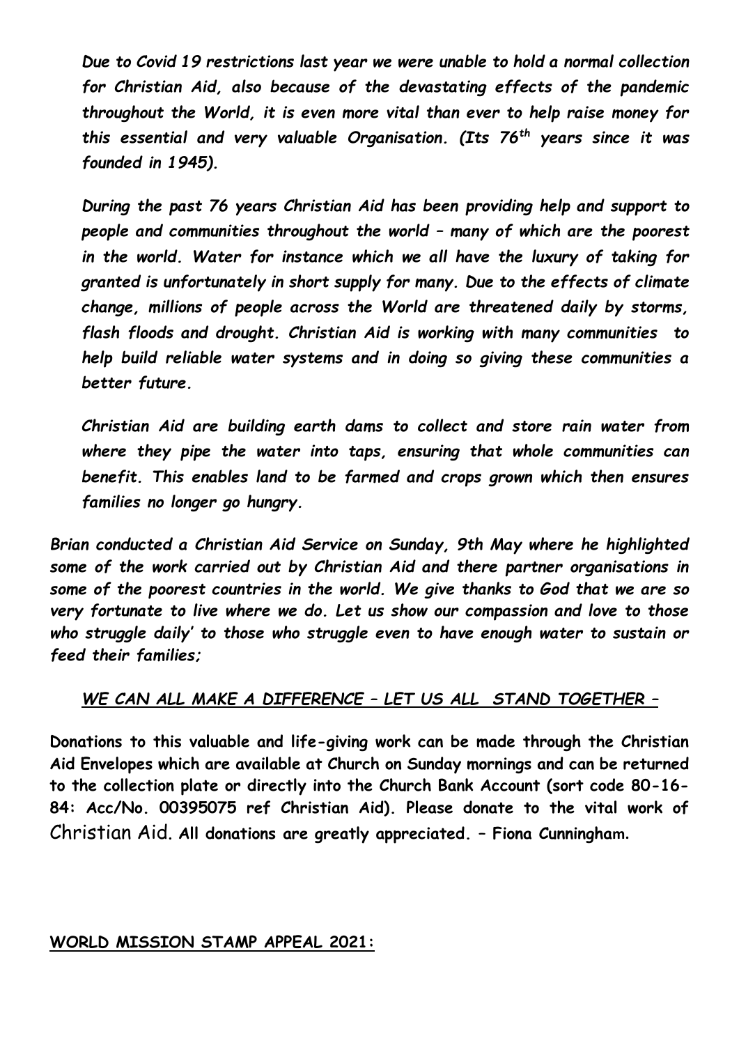*Due to Covid 19 restrictions last year we were unable to hold a normal collection for Christian Aid, also because of the devastating effects of the pandemic throughout the World, it is even more vital than ever to help raise money for this essential and very valuable Organisation. (Its 76th years since it was founded in 1945).*

*During the past 76 years Christian Aid has been providing help and support to people and communities throughout the world – many of which are the poorest in the world. Water for instance which we all have the luxury of taking for granted is unfortunately in short supply for many. Due to the effects of climate change, millions of people across the World are threatened daily by storms, flash floods and drought. Christian Aid is working with many communities to help build reliable water systems and in doing so giving these communities a better future.*

*Christian Aid are building earth dams to collect and store rain water from where they pipe the water into taps, ensuring that whole communities can benefit. This enables land to be farmed and crops grown which then ensures families no longer go hungry.*

*Brian conducted a Christian Aid Service on Sunday, 9th May where he highlighted some of the work carried out by Christian Aid and there partner organisations in some of the poorest countries in the world. We give thanks to God that we are so very fortunate to live where we do. Let us show our compassion and love to those who struggle daily' to those who struggle even to have enough water to sustain or feed their families;*

***WE CAN ALL MAKE A DIFFERENCE – LET US ALL STAND TOGETHER –***

**Donations to this valuable and life-giving work can be made through the Christian Aid Envelopes which are available at Church on Sunday mornings and can be returned to the collection plate or directly into the Church Bank Account (sort code 80-16-84: Acc/No. 00395075 ref Christian Aid). Please donate to the vital work of** Christian Aid. **All donations are greatly appreciated. – Fiona Cunningham.**

**WORLD MISSION STAMP APPEAL 2021:**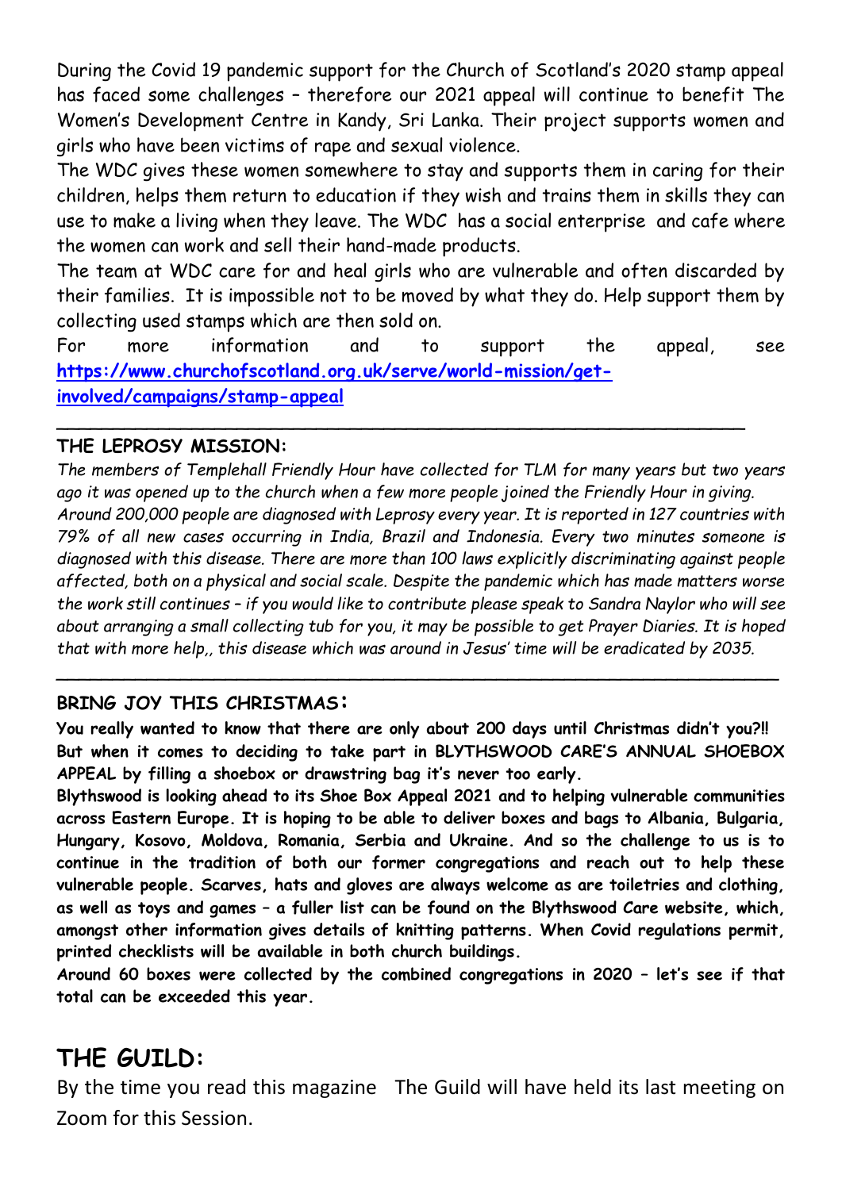During the Covid 19 pandemic support for the Church of Scotland's 2020 stamp appeal has faced some challenges – therefore our 2021 appeal will continue to benefit The Women's Development Centre in Kandy, Sri Lanka. Their project supports women and girls who have been victims of rape and sexual violence.

The WDC gives these women somewhere to stay and supports them in caring for their children, helps them return to education if they wish and trains them in skills they can use to make a living when they leave. The WDC has a social enterprise and cafe where the women can work and sell their hand-made products.

The team at WDC care for and heal girls who are vulnerable and often discarded by their families. It is impossible not to be moved by what they do. Help support them by collecting used stamps which are then sold on.

For more information and to support the appeal, see **https://www.churchofscotland.org.uk/serve/world-mission/get-involved/campaigns/stamp-appeal**

---

**THE LEPROSY MISSION:**

*The members of Templehall Friendly Hour have collected for TLM for many years but two years ago it was opened up to the church when a few more people joined the Friendly Hour in giving. Around 200,000 people are diagnosed with Leprosy every year. It is reported in 127 countries with 79% of all new cases occurring in India, Brazil and Indonesia. Every two minutes someone is diagnosed with this disease. There are more than 100 laws explicitly discriminating against people affected, both on a physical and social scale. Despite the pandemic which has made matters worse the work still continues – if you would like to contribute please speak to Sandra Naylor who will see about arranging a small collecting tub for you, it may be possible to get Prayer Diaries. It is hoped that with more help,, this disease which was around in Jesus' time will be eradicated by 2035.*

---

**BRING JOY THIS CHRISTMAS:**

**You really wanted to know that there are only about 200 days until Christmas didn't you?!! But when it comes to deciding to take part in BLYTHSWOOD CARE'S ANNUAL SHOEBOX APPEAL by filling a shoebox or drawstring bag it's never too early.**

**Blythswood is looking ahead to its Shoe Box Appeal 2021 and to helping vulnerable communities across Eastern Europe. It is hoping to be able to deliver boxes and bags to Albania, Bulgaria, Hungary, Kosovo, Moldova, Romania, Serbia and Ukraine. And so the challenge to us is to continue in the tradition of both our former congregations and reach out to help these vulnerable people. Scarves, hats and gloves are always welcome as are toiletries and clothing, as well as toys and games – a fuller list can be found on the Blythswood Care website, which, amongst other information gives details of knitting patterns. When Covid regulations permit, printed checklists will be available in both church buildings.**

**Around 60 boxes were collected by the combined congregations in 2020 – let's see if that total can be exceeded this year.**

## THE GUILD:

By the time you read this magazine The Guild will have held its last meeting on Zoom for this Session.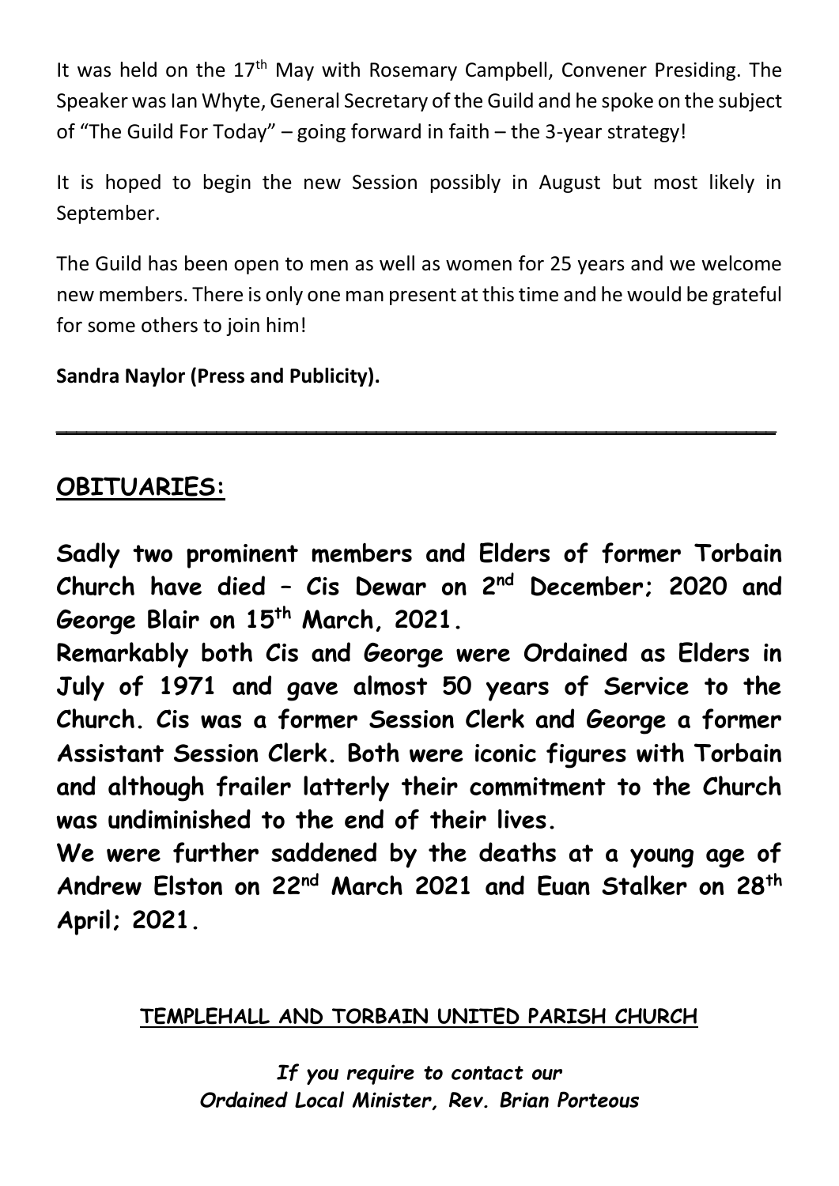It was held on the 17th May with Rosemary Campbell, Convener Presiding. The Speaker was Ian Whyte, General Secretary of the Guild and he spoke on the subject of "The Guild For Today" – going forward in faith – the 3-year strategy!

It is hoped to begin the new Session possibly in August but most likely in September.

The Guild has been open to men as well as women for 25 years and we welcome new members. There is only one man present at this time and he would be grateful for some others to join him!

**Sandra Naylor (Press and Publicity).**

---

## OBITUARIES:

**Sadly two prominent members and Elders of former Torbain Church have died – Cis Dewar on 2nd December; 2020 and George Blair on 15th March, 2021.**

**Remarkably both Cis and George were Ordained as Elders in July of 1971 and gave almost 50 years of Service to the Church. Cis was a former Session Clerk and George a former Assistant Session Clerk. Both were iconic figures with Torbain and although frailer latterly their commitment to the Church was undiminished to the end of their lives.**

**We were further saddened by the deaths at a young age of Andrew Elston on 22nd March 2021 and Euan Stalker on 28th April; 2021.**

**TEMPLEHALL AND TORBAIN UNITED PARISH CHURCH**

***If you require to contact our Ordained Local Minister, Rev. Brian Porteous***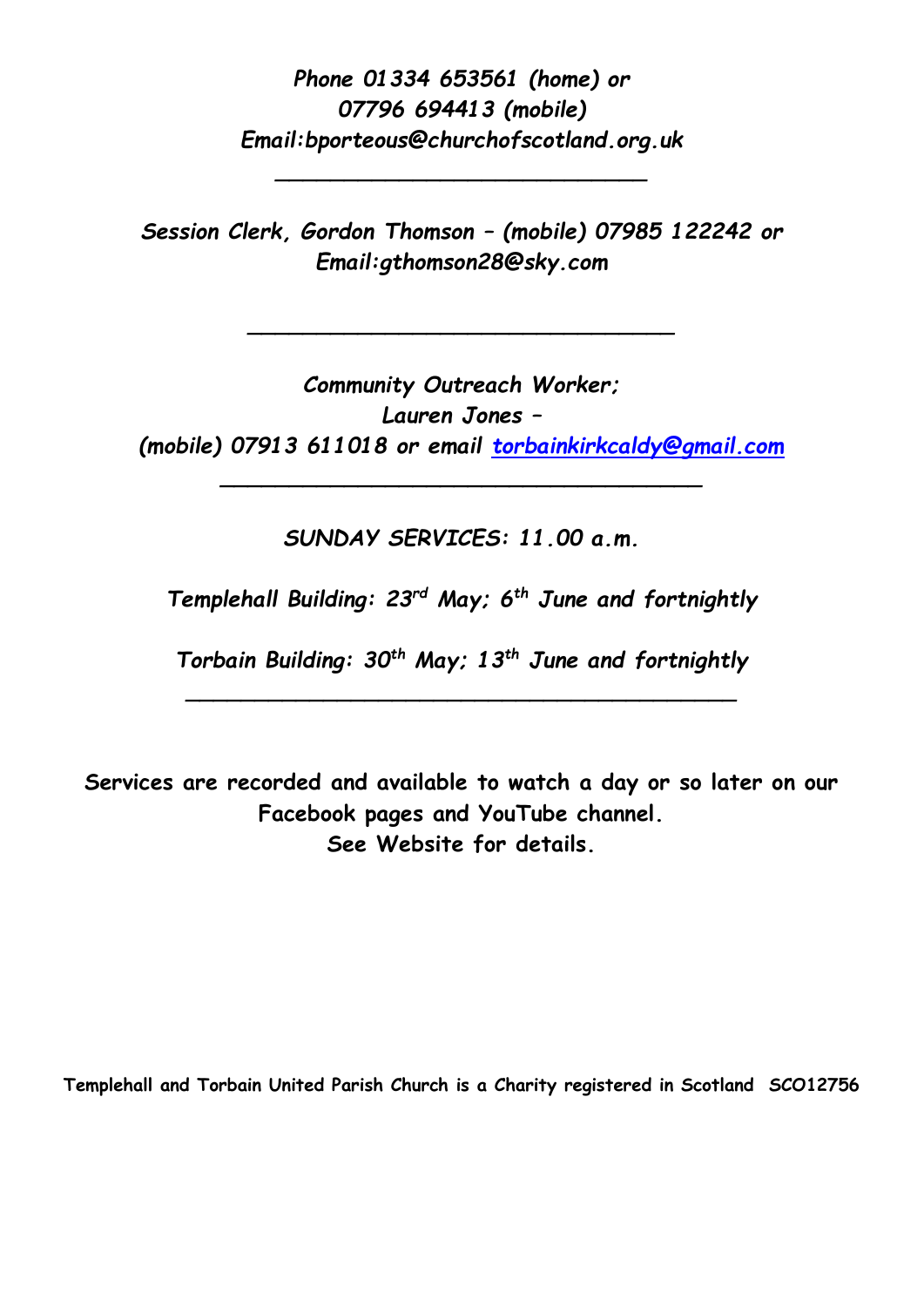*Phone 01334 653561 (home) or*
*07796 694413 (mobile)*
*Email:bporteous@churchofscotland.org.uk*

---

*Session Clerk, Gordon Thomson – (mobile) 07985 122242 or*
*Email:gthomson28@sky.com*

---

*Community Outreach Worker;*
*Lauren Jones –*
*(mobile) 07913 611018 or email torbainkirkcaldy@gmail.com*

---

*SUNDAY SERVICES: 11.00 a.m.*

*Templehall Building: 23rd May; 6th June and fortnightly*

*Torbain Building: 30th May; 13th June and fortnightly*

---

**Services are recorded and available to watch a day or so later on our Facebook pages and YouTube channel.**
**See Website for details.**

**Templehall and Torbain United Parish Church is a Charity registered in Scotland SCO12756**